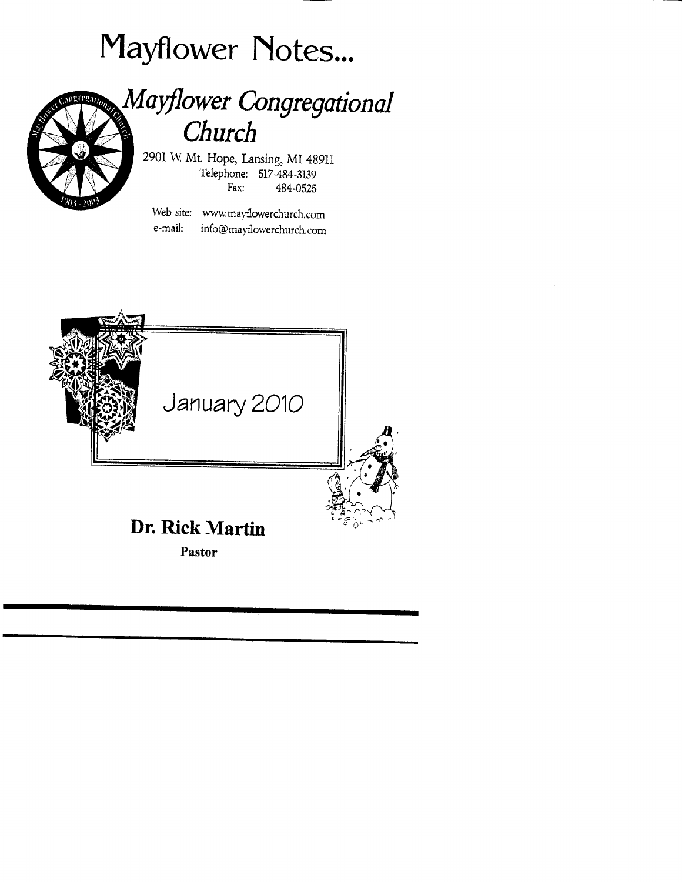# Mayflower Notes...

## *Mayflower Congregational Church*

2901 W. Mt. Hope, Lansing, MI 48911
Telephone: 517-484-3139
Fax: 484-0525

Web site: www.mayflowerchurch.com
e-mail: info@mayflowerchurch.com

January 2010

**Dr. Rick Martin**

**Pastor**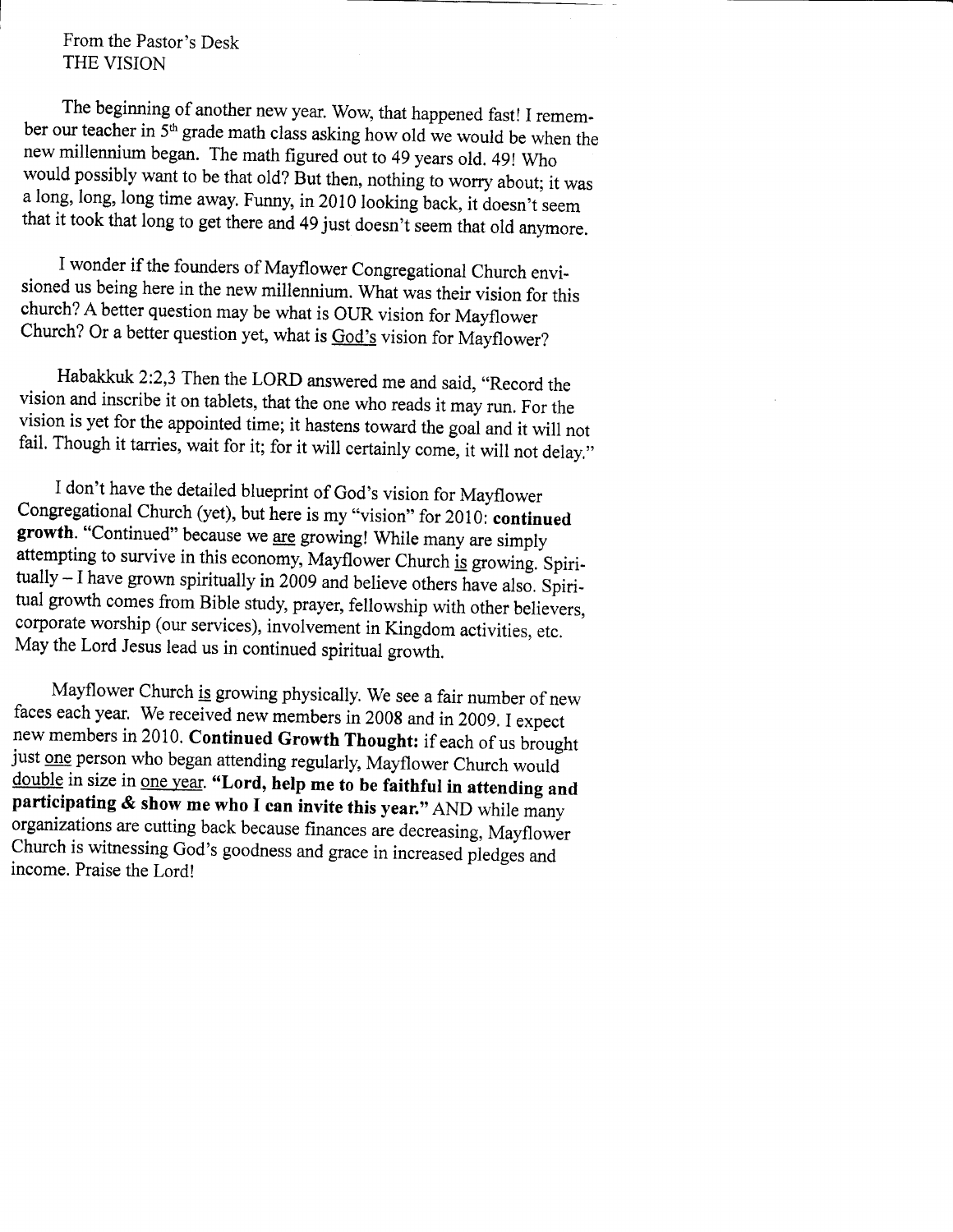From the Pastor's Desk
THE VISION

The beginning of another new year. Wow, that happened fast! I remember our teacher in 5th grade math class asking how old we would be when the new millennium began. The math figured out to 49 years old. 49! Who would possibly want to be that old? But then, nothing to worry about; it was a long, long, long time away. Funny, in 2010 looking back, it doesn't seem that it took that long to get there and 49 just doesn't seem that old anymore.

I wonder if the founders of Mayflower Congregational Church envisioned us being here in the new millennium. What was their vision for this church? A better question may be what is OUR vision for Mayflower Church? Or a better question yet, what is <u>God's</u> vision for Mayflower?

Habakkuk 2:2,3 Then the LORD answered me and said, "Record the vision and inscribe it on tablets, that the one who reads it may run. For the vision is yet for the appointed time; it hastens toward the goal and it will not fail. Though it tarries, wait for it; for it will certainly come, it will not delay."

I don't have the detailed blueprint of God's vision for Mayflower Congregational Church (yet), but here is my "vision" for 2010: **continued growth**. "Continued" because we <u>are</u> growing! While many are simply attempting to survive in this economy, Mayflower Church <u>is</u> growing. Spiritually – I have grown spiritually in 2009 and believe others have also. Spiritual growth comes from Bible study, prayer, fellowship with other believers, corporate worship (our services), involvement in Kingdom activities, etc. May the Lord Jesus lead us in continued spiritual growth.

Mayflower Church <u>is</u> growing physically. We see a fair number of new faces each year. We received new members in 2008 and in 2009. I expect new members in 2010. **Continued Growth Thought:** if each of us brought just <u>one</u> person who began attending regularly, Mayflower Church would <u>double</u> in size in <u>one year</u>. **"Lord, help me to be faithful in attending and participating & show me who I can invite this year."** AND while many organizations are cutting back because finances are decreasing, Mayflower Church is witnessing God's goodness and grace in increased pledges and income. Praise the Lord!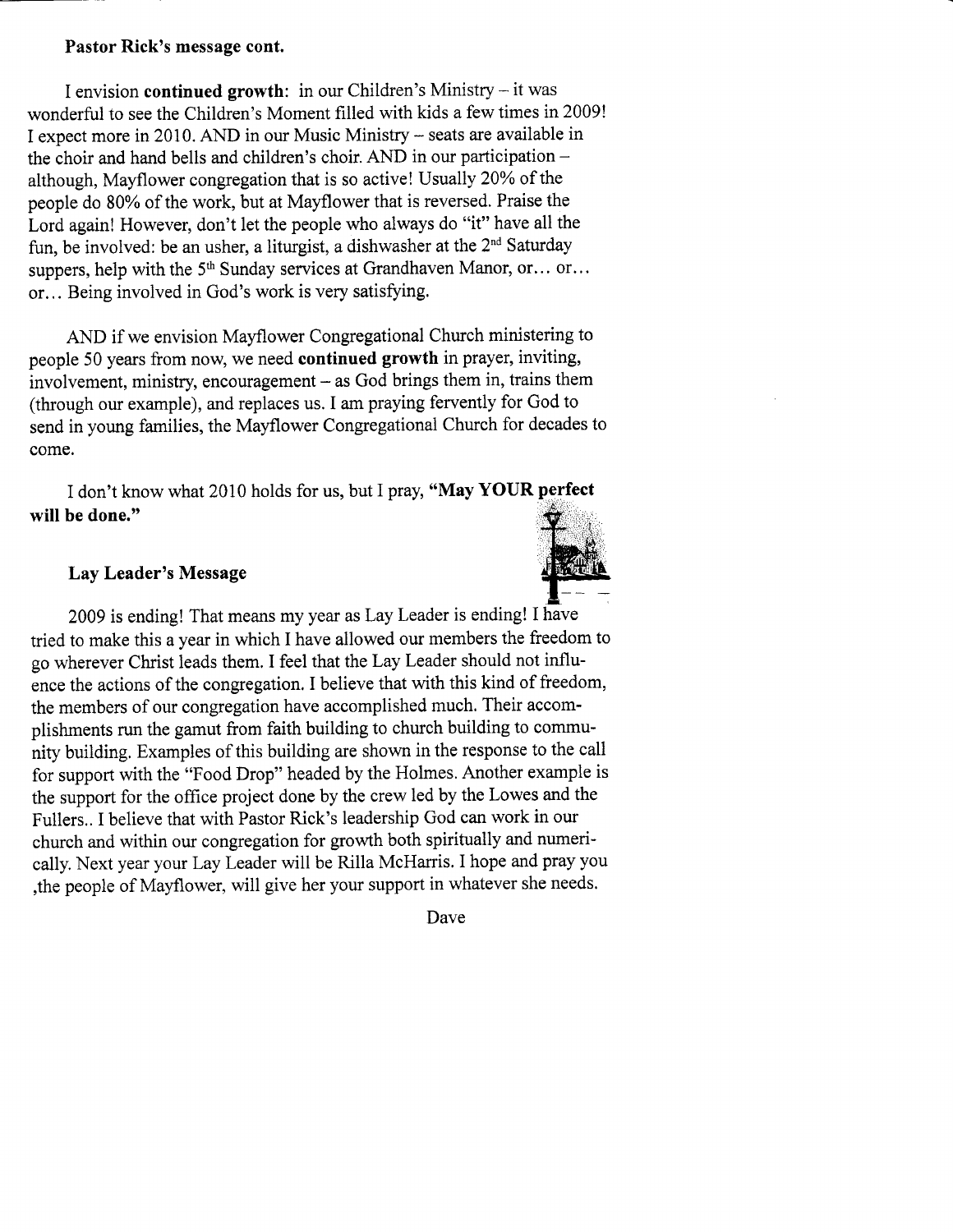**Pastor Rick's message cont.**

I envision **continued growth**: in our Children's Ministry – it was wonderful to see the Children's Moment filled with kids a few times in 2009! I expect more in 2010. AND in our Music Ministry – seats are available in the choir and hand bells and children's choir. AND in our participation – although, Mayflower congregation that is so active! Usually 20% of the people do 80% of the work, but at Mayflower that is reversed. Praise the Lord again! However, don't let the people who always do "it" have all the fun, be involved: be an usher, a liturgist, a dishwasher at the 2nd Saturday suppers, help with the 5th Sunday services at Grandhaven Manor, or… or… or… Being involved in God's work is very satisfying.

AND if we envision Mayflower Congregational Church ministering to people 50 years from now, we need **continued growth** in prayer, inviting, involvement, ministry, encouragement – as God brings them in, trains them (through our example), and replaces us. I am praying fervently for God to send in young families, the Mayflower Congregational Church for decades to come.

I don't know what 2010 holds for us, but I pray, **"May YOUR perfect will be done."**

**Lay Leader's Message**

2009 is ending! That means my year as Lay Leader is ending! I have tried to make this a year in which I have allowed our members the freedom to go wherever Christ leads them. I feel that the Lay Leader should not influence the actions of the congregation. I believe that with this kind of freedom, the members of our congregation have accomplished much. Their accomplishments run the gamut from faith building to church building to community building. Examples of this building are shown in the response to the call for support with the "Food Drop" headed by the Holmes. Another example is the support for the office project done by the crew led by the Lowes and the Fullers.. I believe that with Pastor Rick's leadership God can work in our church and within our congregation for growth both spiritually and numerically. Next year your Lay Leader will be Rilla McHarris. I hope and pray you ,the people of Mayflower, will give her your support in whatever she needs.

Dave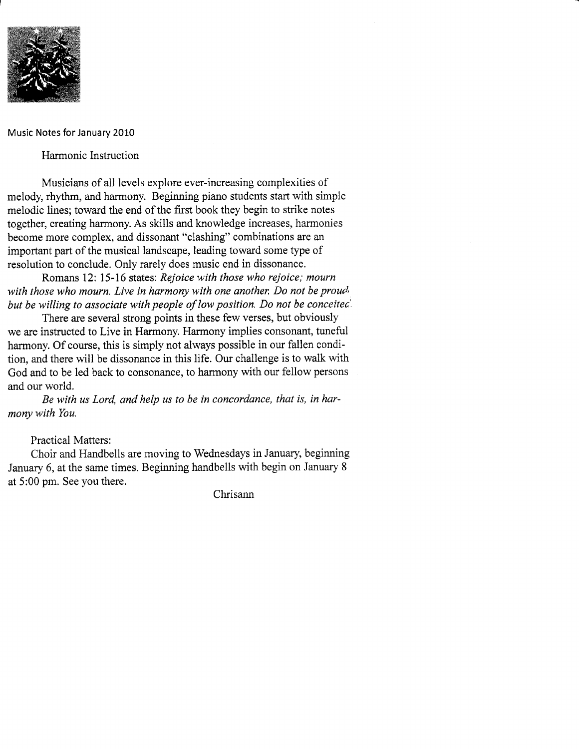Music Notes for January 2010

## Harmonic Instruction

Musicians of all levels explore ever-increasing complexities of melody, rhythm, and harmony. Beginning piano students start with simple melodic lines; toward the end of the first book they begin to strike notes together, creating harmony. As skills and knowledge increases, harmonies become more complex, and dissonant "clashing" combinations are an important part of the musical landscape, leading toward some type of resolution to conclude. Only rarely does music end in dissonance.

Romans 12: 15-16 states: *Rejoice with those who rejoice; mourn with those who mourn. Live in harmony with one another. Do not be proud, but be willing to associate with people of low position. Do not be conceited.*

There are several strong points in these few verses, but obviously we are instructed to Live in Harmony. Harmony implies consonant, tuneful harmony. Of course, this is simply not always possible in our fallen condition, and there will be dissonance in this life. Our challenge is to walk with God and to be led back to consonance, to harmony with our fellow persons and our world.

*Be with us Lord, and help us to be in concordance, that is, in harmony with You.*

Practical Matters:

Choir and Handbells are moving to Wednesdays in January, beginning January 6, at the same times. Beginning handbells with begin on January 8 at 5:00 pm. See you there.

Chrisann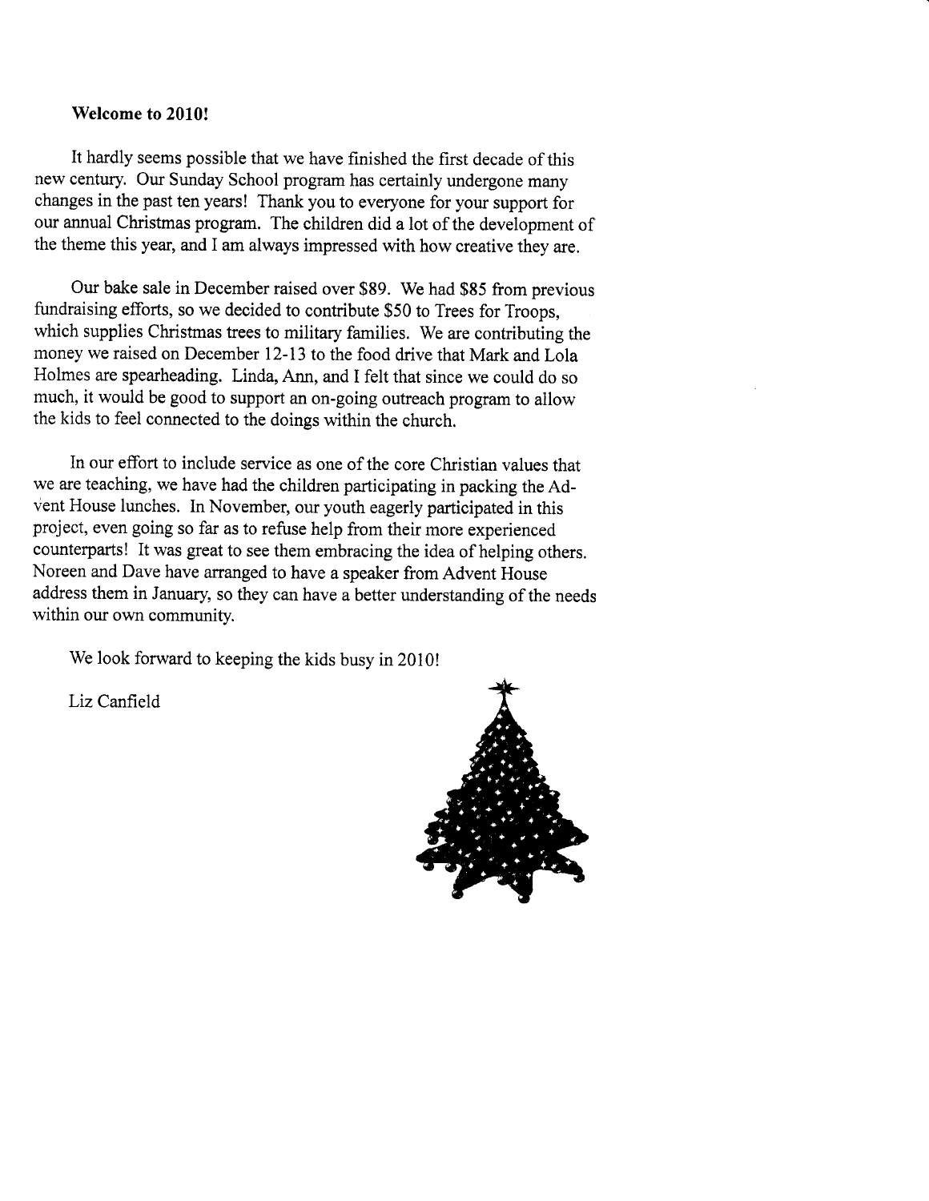**Welcome to 2010!**

It hardly seems possible that we have finished the first decade of this new century. Our Sunday School program has certainly undergone many changes in the past ten years! Thank you to everyone for your support for our annual Christmas program. The children did a lot of the development of the theme this year, and I am always impressed with how creative they are.

Our bake sale in December raised over $89. We had $85 from previous fundraising efforts, so we decided to contribute $50 to Trees for Troops, which supplies Christmas trees to military families. We are contributing the money we raised on December 12-13 to the food drive that Mark and Lola Holmes are spearheading. Linda, Ann, and I felt that since we could do so much, it would be good to support an on-going outreach program to allow the kids to feel connected to the doings within the church.

In our effort to include service as one of the core Christian values that we are teaching, we have had the children participating in packing the Advent House lunches. In November, our youth eagerly participated in this project, even going so far as to refuse help from their more experienced counterparts! It was great to see them embracing the idea of helping others. Noreen and Dave have arranged to have a speaker from Advent House address them in January, so they can have a better understanding of the needs within our own community.

We look forward to keeping the kids busy in 2010!

Liz Canfield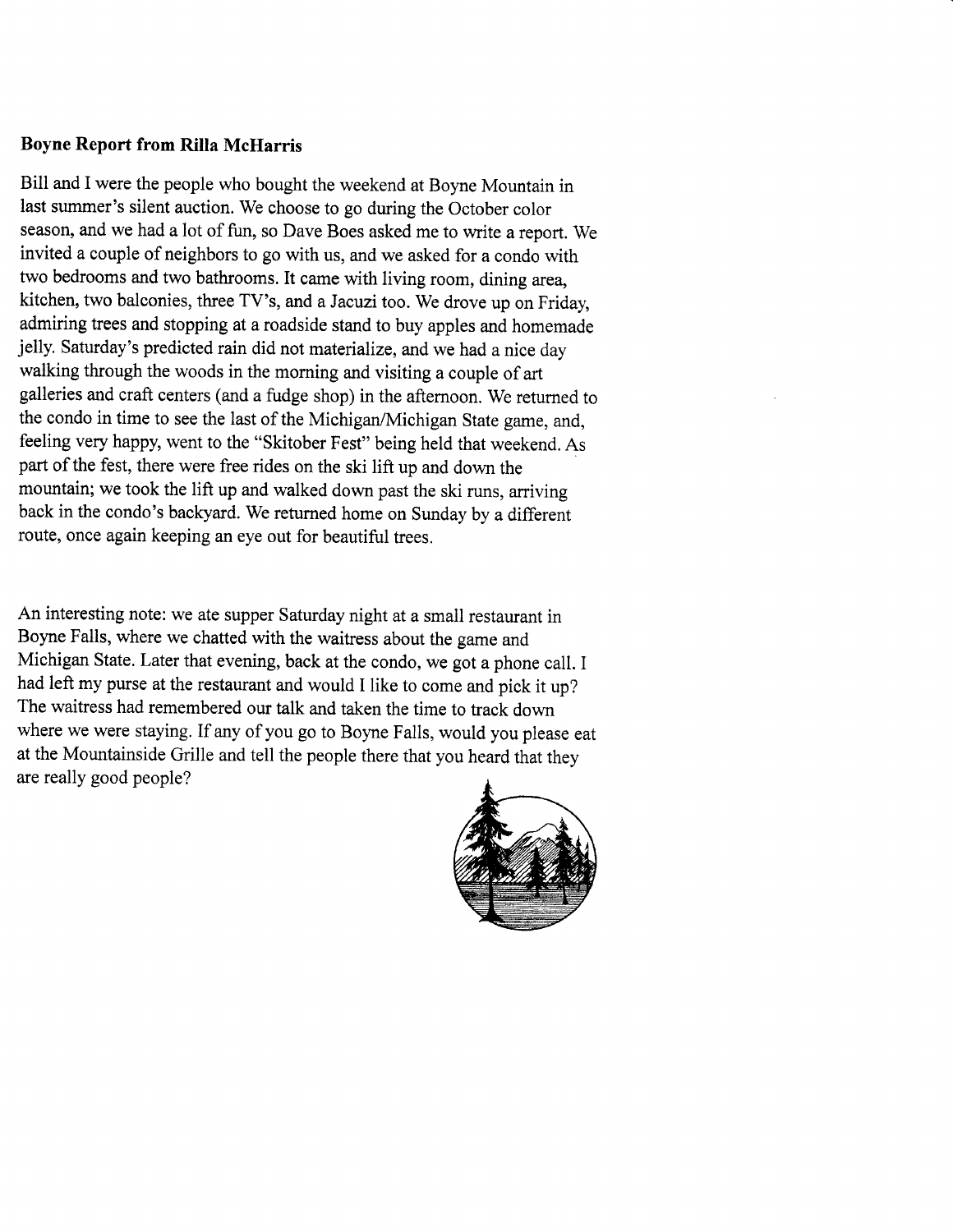**Boyne Report from Rilla McHarris**

Bill and I were the people who bought the weekend at Boyne Mountain in last summer's silent auction. We choose to go during the October color season, and we had a lot of fun, so Dave Boes asked me to write a report. We invited a couple of neighbors to go with us, and we asked for a condo with two bedrooms and two bathrooms. It came with living room, dining area, kitchen, two balconies, three TV's, and a Jacuzi too. We drove up on Friday, admiring trees and stopping at a roadside stand to buy apples and homemade jelly. Saturday's predicted rain did not materialize, and we had a nice day walking through the woods in the morning and visiting a couple of art galleries and craft centers (and a fudge shop) in the afternoon. We returned to the condo in time to see the last of the Michigan/Michigan State game, and, feeling very happy, went to the "Skitober Fest" being held that weekend. As part of the fest, there were free rides on the ski lift up and down the mountain; we took the lift up and walked down past the ski runs, arriving back in the condo's backyard. We returned home on Sunday by a different route, once again keeping an eye out for beautiful trees.

An interesting note: we ate supper Saturday night at a small restaurant in Boyne Falls, where we chatted with the waitress about the game and Michigan State. Later that evening, back at the condo, we got a phone call. I had left my purse at the restaurant and would I like to come and pick it up? The waitress had remembered our talk and taken the time to track down where we were staying. If any of you go to Boyne Falls, would you please eat at the Mountainside Grille and tell the people there that you heard that they are really good people?